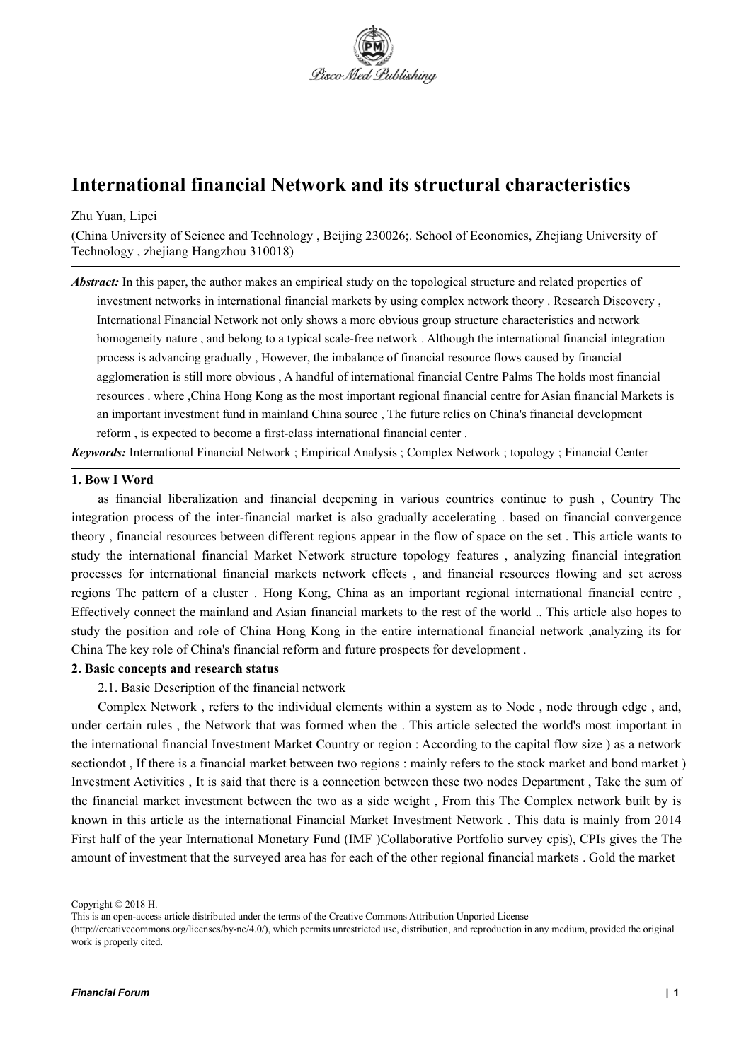# International financial Network and its structural characteristics

Zhu Yuan, Lipei

(China University of Science and Technology , Beijing 230026;. School of Economics, Zhejiang University of Technology , zhejiang Hangzhou 310018)

***Abstract:*** In this paper, the author makes an empirical study on the topological structure and related properties of investment networks in international financial markets by using complex network theory . Research Discovery , International Financial Network not only shows a more obvious group structure characteristics and network homogeneity nature , and belong to a typical scale-free network . Although the international financial integration process is advancing gradually , However, the imbalance of financial resource flows caused by financial agglomeration is still more obvious , A handful of international financial Centre Palms The holds most financial resources . where ,China Hong Kong as the most important regional financial centre for Asian financial Markets is an important investment fund in mainland China source , The future relies on China's financial development reform , is expected to become a first-class international financial center .

***Keywords:*** International Financial Network ; Empirical Analysis ; Complex Network ; topology ; Financial Center

## 1. Bow I Word

as financial liberalization and financial deepening in various countries continue to push , Country The integration process of the inter-financial market is also gradually accelerating . based on financial convergence theory , financial resources between different regions appear in the flow of space on the set . This article wants to study the international financial Market Network structure topology features , analyzing financial integration processes for international financial markets network effects , and financial resources flowing and set across regions The pattern of a cluster . Hong Kong, China as an important regional international financial centre , Effectively connect the mainland and Asian financial markets to the rest of the world .. This article also hopes to study the position and role of China Hong Kong in the entire international financial network ,analyzing its for China The key role of China's financial reform and future prospects for development .

## 2. Basic concepts and research status

### 2.1. Basic Description of the financial network

Complex Network , refers to the individual elements within a system as to Node , node through edge , and, under certain rules , the Network that was formed when the . This article selected the world's most important in the international financial Investment Market Country or region : According to the capital flow size ) as a network sectiondot , If there is a financial market between two regions : mainly refers to the stock market and bond market ) Investment Activities , It is said that there is a connection between these two nodes Department , Take the sum of the financial market investment between the two as a side weight , From this The Complex network built by is known in this article as the international Financial Market Investment Network . This data is mainly from 2014 First half of the year International Monetary Fund (IMF )Collaborative Portfolio survey cpis), CPIs gives the The amount of investment that the surveyed area has for each of the other regional financial markets . Gold the market

Copyright © 2018 H.

This is an open-access article distributed under the terms of the Creative Commons Attribution Unported License (http://creativecommons.org/licenses/by-nc/4.0/), which permits unrestricted use, distribution, and reproduction in any medium, provided the original work is properly cited.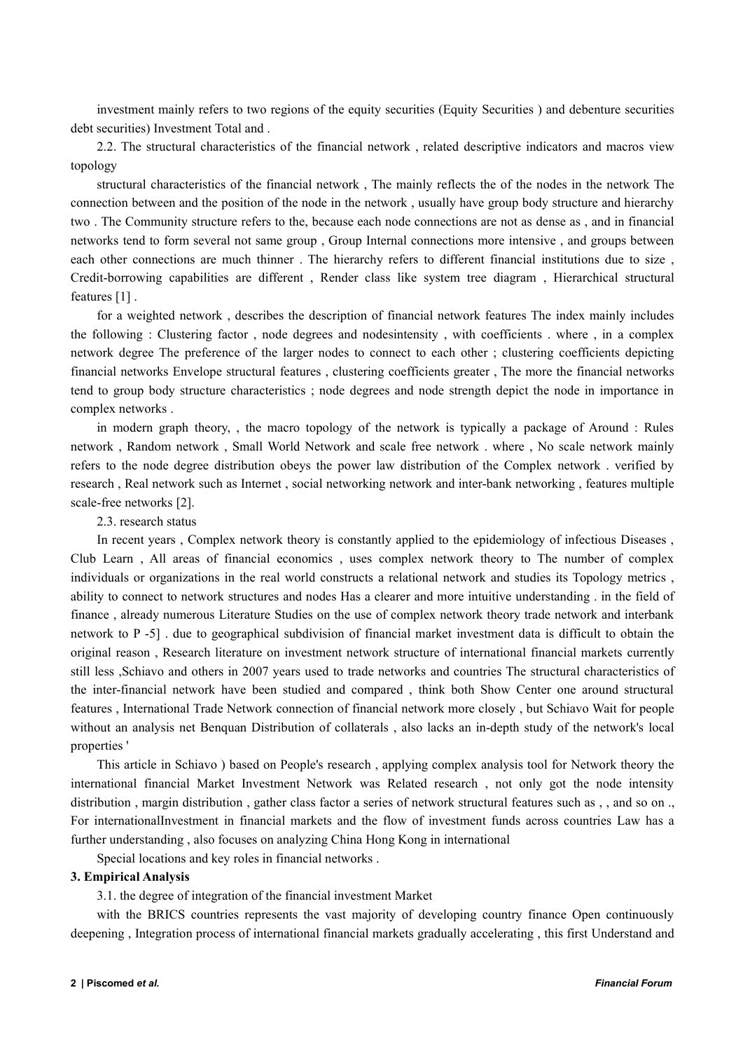investment mainly refers to two regions of the equity securities (Equity Securities ) and debenture securities debt securities) Investment Total and .

2.2. The structural characteristics of the financial network , related descriptive indicators and macros view topology

structural characteristics of the financial network , The mainly reflects the of the nodes in the network The connection between and the position of the node in the network , usually have group body structure and hierarchy two . The Community structure refers to the, because each node connections are not as dense as , and in financial networks tend to form several not same group , Group Internal connections more intensive , and groups between each other connections are much thinner . The hierarchy refers to different financial institutions due to size , Credit-borrowing capabilities are different , Render class like system tree diagram , Hierarchical structural features [1] .

for a weighted network , describes the description of financial network features The index mainly includes the following : Clustering factor , node degrees and nodesintensity , with coefficients . where , in a complex network degree The preference of the larger nodes to connect to each other ; clustering coefficients depicting financial networks Envelope structural features , clustering coefficients greater , The more the financial networks tend to group body structure characteristics ; node degrees and node strength depict the node in importance in complex networks .

in modern graph theory, , the macro topology of the network is typically a package of Around : Rules network , Random network , Small World Network and scale free network . where , No scale network mainly refers to the node degree distribution obeys the power law distribution of the Complex network . verified by research , Real network such as Internet , social networking network and inter-bank networking , features multiple scale-free networks [2].

2.3. research status

In recent years , Complex network theory is constantly applied to the epidemiology of infectious Diseases , Club Learn , All areas of financial economics , uses complex network theory to The number of complex individuals or organizations in the real world constructs a relational network and studies its Topology metrics , ability to connect to network structures and nodes Has a clearer and more intuitive understanding . in the field of finance , already numerous Literature Studies on the use of complex network theory trade network and interbank network to P -5] . due to geographical subdivision of financial market investment data is difficult to obtain the original reason , Research literature on investment network structure of international financial markets currently still less ,Schiavo and others in 2007 years used to trade networks and countries The structural characteristics of the inter-financial network have been studied and compared , think both Show Center one around structural features , International Trade Network connection of financial network more closely , but Schiavo Wait for people without an analysis net Benquan Distribution of collaterals , also lacks an in-depth study of the network's local properties '

This article in Schiavo ) based on People's research , applying complex analysis tool for Network theory the international financial Market Investment Network was Related research , not only got the node intensity distribution , margin distribution , gather class factor a series of network structural features such as , , and so on ., For internationalInvestment in financial markets and the flow of investment funds across countries Law has a further understanding , also focuses on analyzing China Hong Kong in international

Special locations and key roles in financial networks .

## 3. Empirical Analysis

3.1. the degree of integration of the financial investment Market

with the BRICS countries represents the vast majority of developing country finance Open continuously deepening , Integration process of international financial markets gradually accelerating , this first Understand and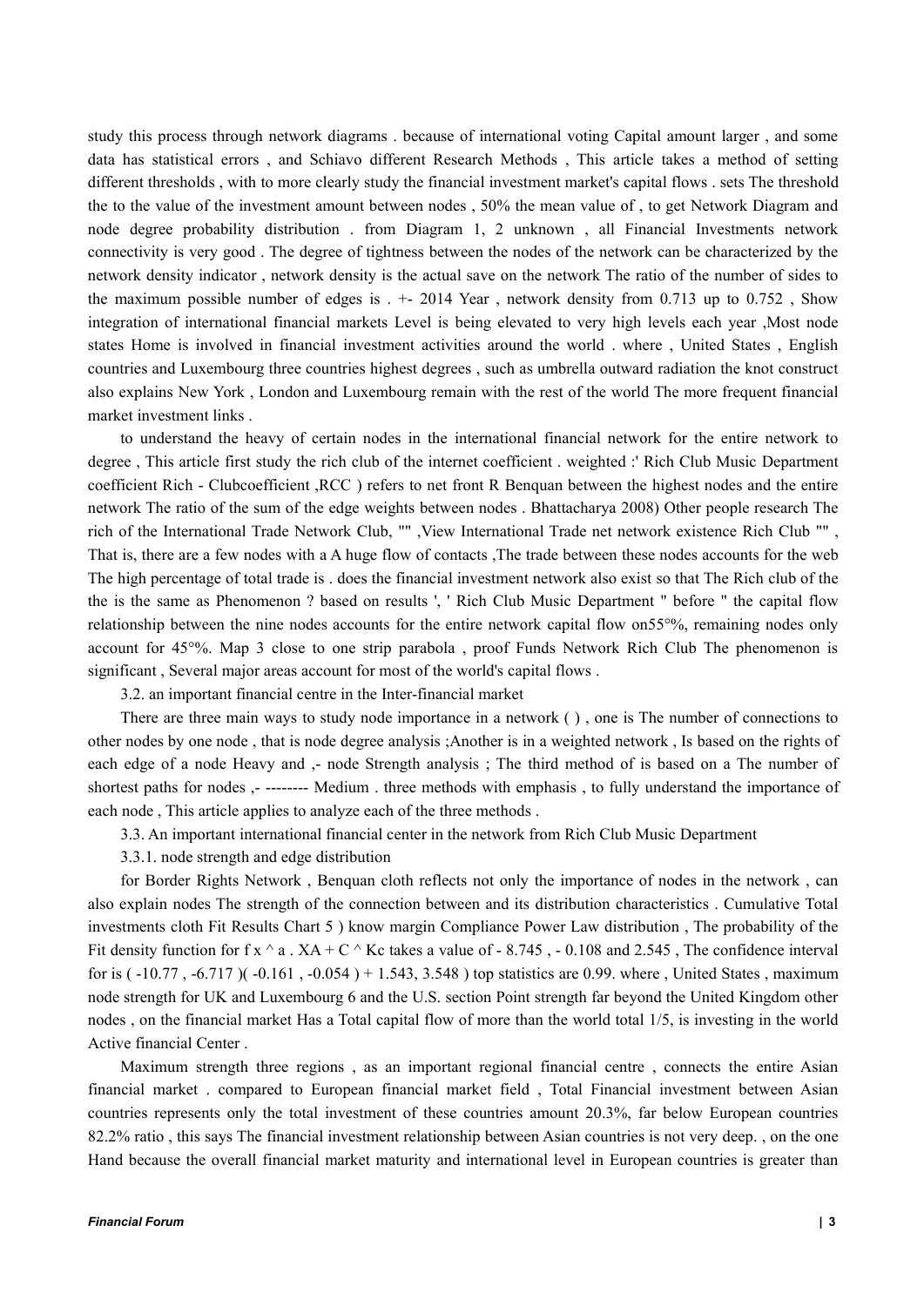study this process through network diagrams . because of international voting Capital amount larger , and some data has statistical errors , and Schiavo different Research Methods , This article takes a method of setting different thresholds , with to more clearly study the financial investment market's capital flows . sets The threshold the to the value of the investment amount between nodes , 50% the mean value of , to get Network Diagram and node degree probability distribution . from Diagram 1, 2 unknown , all Financial Investments network connectivity is very good . The degree of tightness between the nodes of the network can be characterized by the network density indicator , network density is the actual save on the network The ratio of the number of sides to the maximum possible number of edges is . +- 2014 Year , network density from 0.713 up to 0.752 , Show integration of international financial markets Level is being elevated to very high levels each year ,Most node states Home is involved in financial investment activities around the world . where , United States , English countries and Luxembourg three countries highest degrees , such as umbrella outward radiation the knot construct also explains New York , London and Luxembourg remain with the rest of the world The more frequent financial market investment links .

to understand the heavy of certain nodes in the international financial network for the entire network to degree , This article first study the rich club of the internet coefficient . weighted :' Rich Club Music Department coefficient Rich - Clubcoefficient ,RCC ) refers to net front R Benquan between the highest nodes and the entire network The ratio of the sum of the edge weights between nodes . Bhattacharya 2008) Other people research The rich of the International Trade Network Club, "" ,View International Trade net network existence Rich Club "" , That is, there are a few nodes with a A huge flow of contacts ,The trade between these nodes accounts for the web The high percentage of total trade is . does the financial investment network also exist so that The Rich club of the the is the same as Phenomenon ? based on results ', ' Rich Club Music Department " before " the capital flow relationship between the nine nodes accounts for the entire network capital flow on55°%, remaining nodes only account for 45°%. Map 3 close to one strip parabola , proof Funds Network Rich Club The phenomenon is significant , Several major areas account for most of the world's capital flows .

3.2. an important financial centre in the Inter-financial market

There are three main ways to study node importance in a network ( ) , one is The number of connections to other nodes by one node , that is node degree analysis ;Another is in a weighted network , Is based on the rights of each edge of a node Heavy and ,- node Strength analysis ; The third method of is based on a The number of shortest paths for nodes ,- -------- Medium . three methods with emphasis , to fully understand the importance of each node , This article applies to analyze each of the three methods .

3.3. An important international financial center in the network from Rich Club Music Department

3.3.1. node strength and edge distribution

for Border Rights Network , Benquan cloth reflects not only the importance of nodes in the network , can also explain nodes The strength of the connection between and its distribution characteristics . Cumulative Total investments cloth Fit Results Chart 5 ) know margin Compliance Power Law distribution , The probability of the Fit density function for f x ^ a . XA + C ^ Kc takes a value of - 8.745 , - 0.108 and 2.545 , The confidence interval for is ( -10.77 , -6.717 )( -0.161 , -0.054 ) + 1.543, 3.548 ) top statistics are 0.99. where , United States , maximum node strength for UK and Luxembourg 6 and the U.S. section Point strength far beyond the United Kingdom other nodes , on the financial market Has a Total capital flow of more than the world total 1/5, is investing in the world Active financial Center .

Maximum strength three regions , as an important regional financial centre , connects the entire Asian financial market . compared to European financial market field , Total Financial investment between Asian countries represents only the total investment of these countries amount 20.3%, far below European countries 82.2% ratio , this says The financial investment relationship between Asian countries is not very deep. , on the one Hand because the overall financial market maturity and international level in European countries is greater than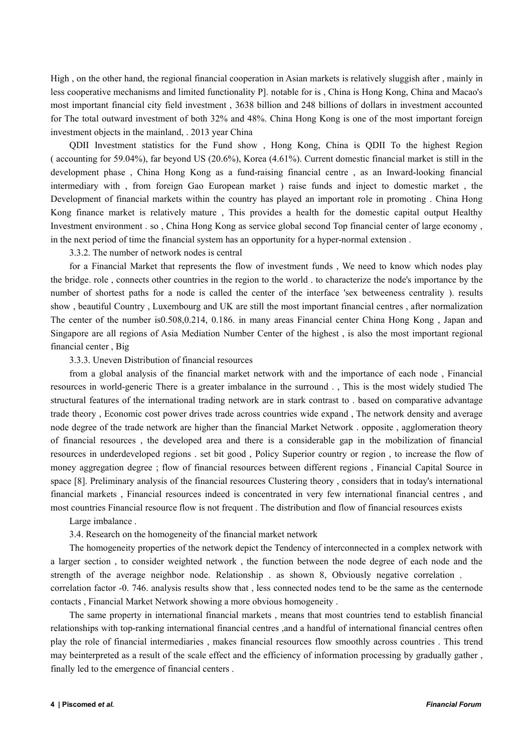High , on the other hand, the regional financial cooperation in Asian markets is relatively sluggish after , mainly in less cooperative mechanisms and limited functionality P]. notable for is , China is Hong Kong, China and Macao's most important financial city field investment , 3638 billion and 248 billions of dollars in investment accounted for The total outward investment of both 32% and 48%. China Hong Kong is one of the most important foreign investment objects in the mainland, . 2013 year China

QDII Investment statistics for the Fund show , Hong Kong, China is QDII To the highest Region ( accounting for 59.04%), far beyond US (20.6%), Korea (4.61%). Current domestic financial market is still in the development phase , China Hong Kong as a fund-raising financial centre , as an Inward-looking financial intermediary with , from foreign Gao European market ) raise funds and inject to domestic market , the Development of financial markets within the country has played an important role in promoting . China Hong Kong finance market is relatively mature , This provides a health for the domestic capital output Healthy Investment environment . so , China Hong Kong as service global second Top financial center of large economy , in the next period of time the financial system has an opportunity for a hyper-normal extension .

### 3.3.2. The number of network nodes is central

for a Financial Market that represents the flow of investment funds , We need to know which nodes play the bridge. role , connects other countries in the region to the world . to characterize the node's importance by the number of shortest paths for a node is called the center of the interface 'sex betweeness centrality ). results show , beautiful Country , Luxembourg and UK are still the most important financial centres , after normalization The center of the number is0.508,0.214, 0.186. in many areas Financial center China Hong Kong , Japan and Singapore are all regions of Asia Mediation Number Center of the highest , is also the most important regional financial center , Big

### 3.3.3. Uneven Distribution of financial resources

from a global analysis of the financial market network with and the importance of each node , Financial resources in world-generic There is a greater imbalance in the surround . , This is the most widely studied The structural features of the international trading network are in stark contrast to . based on comparative advantage trade theory , Economic cost power drives trade across countries wide expand , The network density and average node degree of the trade network are higher than the financial Market Network . opposite , agglomeration theory of financial resources , the developed area and there is a considerable gap in the mobilization of financial resources in underdeveloped regions . set bit good , Policy Superior country or region , to increase the flow of money aggregation degree ; flow of financial resources between different regions , Financial Capital Source in space [8]. Preliminary analysis of the financial resources Clustering theory , considers that in today's international financial markets , Financial resources indeed is concentrated in very few international financial centres , and most countries Financial resource flow is not frequent . The distribution and flow of financial resources exists

Large imbalance .

## 3.4. Research on the homogeneity of the financial market network

The homogeneity properties of the network depict the Tendency of interconnected in a complex network with a larger section , to consider weighted network , the function between the node degree of each node and the strength of the average neighbor node. Relationship . as shown 8, Obviously negative correlation , correlation factor -0. 746. analysis results show that , less connected nodes tend to be the same as the centernode contacts , Financial Market Network showing a more obvious homogeneity .

The same property in international financial markets , means that most countries tend to establish financial relationships with top-ranking international financial centres ,and a handful of international financial centres often play the role of financial intermediaries , makes financial resources flow smoothly across countries . This trend may beinterpreted as a result of the scale effect and the efficiency of information processing by gradually gather , finally led to the emergence of financial centers .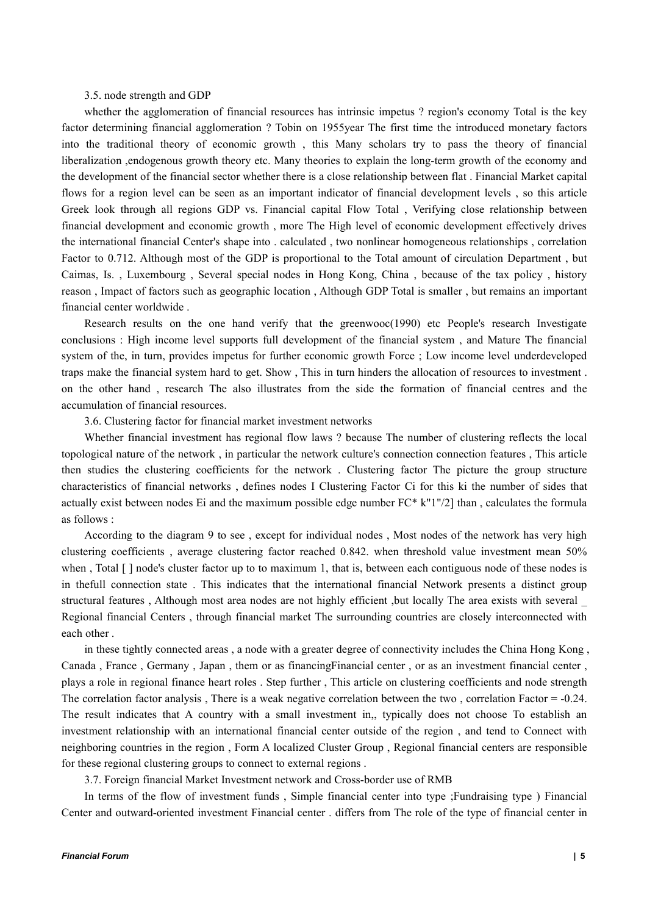3.5. node strength and GDP

whether the agglomeration of financial resources has intrinsic impetus ? region's economy Total is the key factor determining financial agglomeration ? Tobin on 1955year The first time the introduced monetary factors into the traditional theory of economic growth , this Many scholars try to pass the theory of financial liberalization ,endogenous growth theory etc. Many theories to explain the long-term growth of the economy and the development of the financial sector whether there is a close relationship between flat . Financial Market capital flows for a region level can be seen as an important indicator of financial development levels , so this article Greek look through all regions GDP vs. Financial capital Flow Total , Verifying close relationship between financial development and economic growth , more The High level of economic development effectively drives the international financial Center's shape into . calculated , two nonlinear homogeneous relationships , correlation Factor to 0.712. Although most of the GDP is proportional to the Total amount of circulation Department , but Caimas, Is. , Luxembourg , Several special nodes in Hong Kong, China , because of the tax policy , history reason , Impact of factors such as geographic location , Although GDP Total is smaller , but remains an important financial center worldwide .

Research results on the one hand verify that the greenwooc(1990) etc People's research Investigate conclusions : High income level supports full development of the financial system , and Mature The financial system of the, in turn, provides impetus for further economic growth Force ; Low income level underdeveloped traps make the financial system hard to get. Show , This in turn hinders the allocation of resources to investment . on the other hand , research The also illustrates from the side the formation of financial centres and the accumulation of financial resources.

3.6. Clustering factor for financial market investment networks

Whether financial investment has regional flow laws ? because The number of clustering reflects the local topological nature of the network , in particular the network culture's connection connection features , This article then studies the clustering coefficients for the network . Clustering factor The picture the group structure characteristics of financial networks , defines nodes I Clustering Factor Ci for this ki the number of sides that actually exist between nodes Ei and the maximum possible edge number FC* k"1"/2] than , calculates the formula as follows :

According to the diagram 9 to see , except for individual nodes , Most nodes of the network has very high clustering coefficients , average clustering factor reached 0.842. when threshold value investment mean 50% when , Total [ ] node's cluster factor up to to maximum 1, that is, between each contiguous node of these nodes is in thefull connection state . This indicates that the international financial Network presents a distinct group structural features , Although most area nodes are not highly efficient ,but locally The area exists with several _ Regional financial Centers , through financial market The surrounding countries are closely interconnected with each other .

in these tightly connected areas , a node with a greater degree of connectivity includes the China Hong Kong , Canada , France , Germany , Japan , them or as financingFinancial center , or as an investment financial center , plays a role in regional finance heart roles . Step further , This article on clustering coefficients and node strength The correlation factor analysis , There is a weak negative correlation between the two , correlation Factor = -0.24. The result indicates that A country with a small investment in,, typically does not choose To establish an investment relationship with an international financial center outside of the region , and tend to Connect with neighboring countries in the region , Form A localized Cluster Group , Regional financial centers are responsible for these regional clustering groups to connect to external regions .

3.7. Foreign financial Market Investment network and Cross-border use of RMB

In terms of the flow of investment funds , Simple financial center into type ;Fundraising type ) Financial Center and outward-oriented investment Financial center . differs from The role of the type of financial center in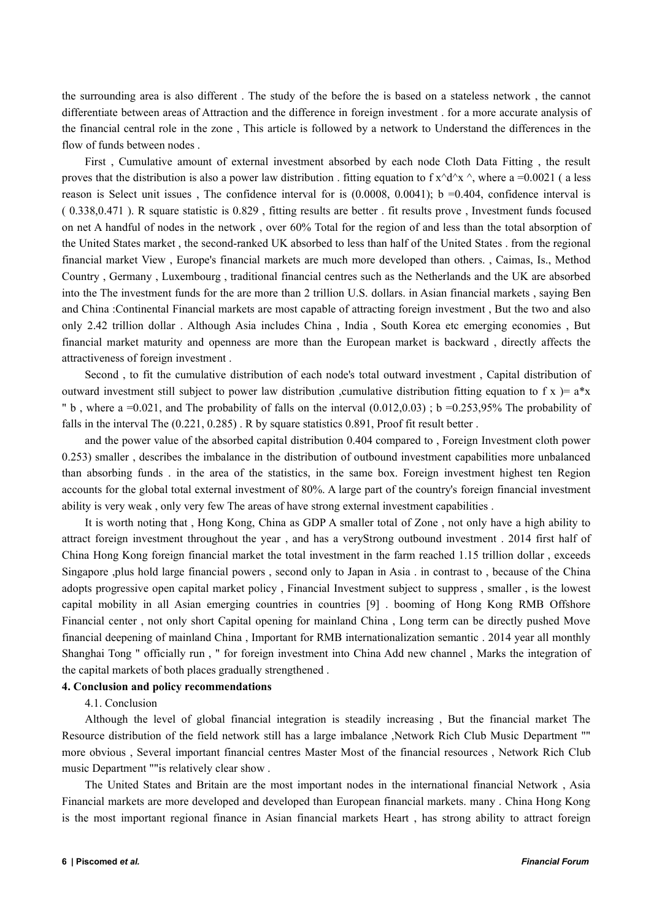the surrounding area is also different . The study of the before the is based on a stateless network , the cannot differentiate between areas of Attraction and the difference in foreign investment . for a more accurate analysis of the financial central role in the zone , This article is followed by a network to Understand the differences in the flow of funds between nodes .

First , Cumulative amount of external investment absorbed by each node Cloth Data Fitting , the result proves that the distribution is also a power law distribution . fitting equation to f x^d^x ^, where a =0.0021 ( a less reason is Select unit issues , The confidence interval for is (0.0008, 0.0041); b =0.404, confidence interval is ( 0.338,0.471 ). R square statistic is 0.829 , fitting results are better . fit results prove , Investment funds focused on net A handful of nodes in the network , over 60% Total for the region of and less than the total absorption of the United States market , the second-ranked UK absorbed to less than half of the United States . from the regional financial market View , Europe's financial markets are much more developed than others. , Caimas, Is., Method Country , Germany , Luxembourg , traditional financial centres such as the Netherlands and the UK are absorbed into the The investment funds for the are more than 2 trillion U.S. dollars. in Asian financial markets , saying Ben and China :Continental Financial markets are most capable of attracting foreign investment , But the two and also only 2.42 trillion dollar . Although Asia includes China , India , South Korea etc emerging economies , But financial market maturity and openness are more than the European market is backward , directly affects the attractiveness of foreign investment .

Second , to fit the cumulative distribution of each node's total outward investment , Capital distribution of outward investment still subject to power law distribution ,cumulative distribution fitting equation to f x )= a*x " b , where a =0.021, and The probability of falls on the interval (0.012,0.03) ; b =0.253,95% The probability of falls in the interval The (0.221, 0.285) . R by square statistics 0.891, Proof fit result better .

and the power value of the absorbed capital distribution 0.404 compared to , Foreign Investment cloth power 0.253) smaller , describes the imbalance in the distribution of outbound investment capabilities more unbalanced than absorbing funds . in the area of the statistics, in the same box. Foreign investment highest ten Region accounts for the global total external investment of 80%. A large part of the country's foreign financial investment ability is very weak , only very few The areas of have strong external investment capabilities .

It is worth noting that , Hong Kong, China as GDP A smaller total of Zone , not only have a high ability to attract foreign investment throughout the year , and has a veryStrong outbound investment . 2014 first half of China Hong Kong foreign financial market the total investment in the farm reached 1.15 trillion dollar , exceeds Singapore ,plus hold large financial powers , second only to Japan in Asia . in contrast to , because of the China adopts progressive open capital market policy , Financial Investment subject to suppress , smaller , is the lowest capital mobility in all Asian emerging countries in countries [9] . booming of Hong Kong RMB Offshore Financial center , not only short Capital opening for mainland China , Long term can be directly pushed Move financial deepening of mainland China , Important for RMB internationalization semantic . 2014 year all monthly Shanghai Tong " officially run , " for foreign investment into China Add new channel , Marks the integration of the capital markets of both places gradually strengthened .

## 4. Conclusion and policy recommendations

### 4.1. Conclusion

Although the level of global financial integration is steadily increasing , But the financial market The Resource distribution of the field network still has a large imbalance ,Network Rich Club Music Department "" more obvious , Several important financial centres Master Most of the financial resources , Network Rich Club music Department ""is relatively clear show .

The United States and Britain are the most important nodes in the international financial Network , Asia Financial markets are more developed and developed than European financial markets. many . China Hong Kong is the most important regional finance in Asian financial markets Heart , has strong ability to attract foreign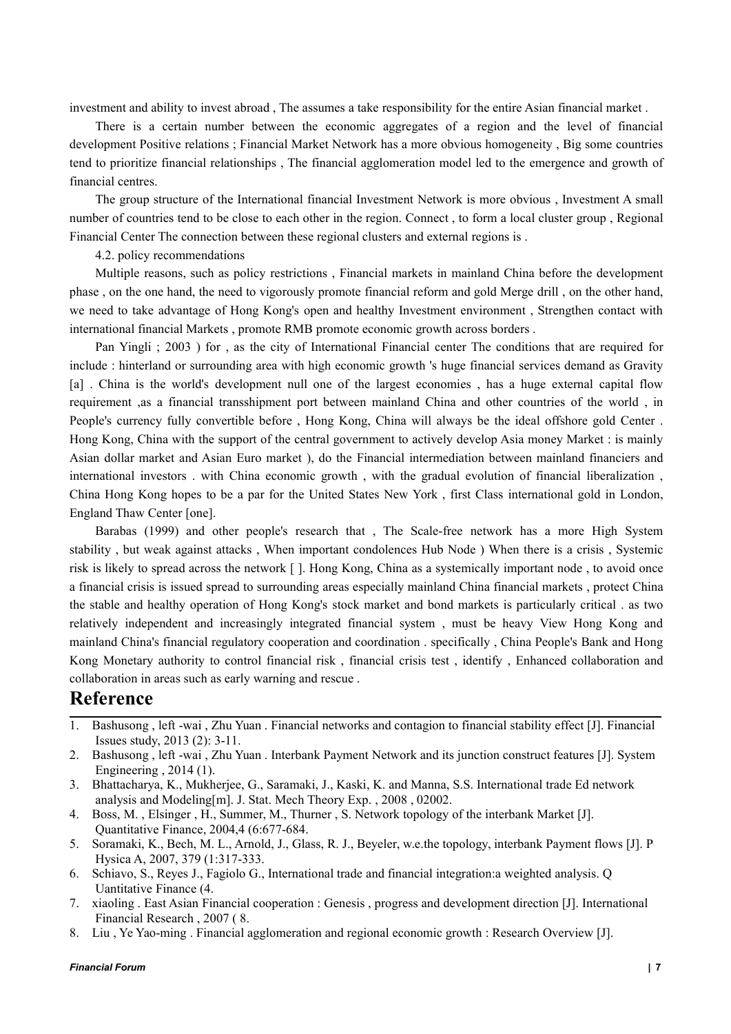investment and ability to invest abroad , The assumes a take responsibility for the entire Asian financial market .

There is a certain number between the economic aggregates of a region and the level of financial development Positive relations ; Financial Market Network has a more obvious homogeneity , Big some countries tend to prioritize financial relationships , The financial agglomeration model led to the emergence and growth of financial centres.

The group structure of the International financial Investment Network is more obvious , Investment A small number of countries tend to be close to each other in the region. Connect , to form a local cluster group , Regional Financial Center The connection between these regional clusters and external regions is .

4.2. policy recommendations

Multiple reasons, such as policy restrictions , Financial markets in mainland China before the development phase , on the one hand, the need to vigorously promote financial reform and gold Merge drill , on the other hand, we need to take advantage of Hong Kong's open and healthy Investment environment , Strengthen contact with international financial Markets , promote RMB promote economic growth across borders .

Pan Yingli ; 2003 ) for , as the city of International Financial center The conditions that are required for include : hinterland or surrounding area with high economic growth 's huge financial services demand as Gravity [a] . China is the world's development null one of the largest economies , has a huge external capital flow requirement ,as a financial transshipment port between mainland China and other countries of the world , in People's currency fully convertible before , Hong Kong, China will always be the ideal offshore gold Center . Hong Kong, China with the support of the central government to actively develop Asia money Market : is mainly Asian dollar market and Asian Euro market ), do the Financial intermediation between mainland financiers and international investors . with China economic growth , with the gradual evolution of financial liberalization , China Hong Kong hopes to be a par for the United States New York , first Class international gold in London, England Thaw Center [one].

Barabas (1999) and other people's research that , The Scale-free network has a more High System stability , but weak against attacks , When important condolences Hub Node ) When there is a crisis , Systemic risk is likely to spread across the network [ ]. Hong Kong, China as a systemically important node , to avoid once a financial crisis is issued spread to surrounding areas especially mainland China financial markets , protect China the stable and healthy operation of Hong Kong's stock market and bond markets is particularly critical . as two relatively independent and increasingly integrated financial system , must be heavy View Hong Kong and mainland China's financial regulatory cooperation and coordination . specifically , China People's Bank and Hong Kong Monetary authority to control financial risk , financial crisis test , identify , Enhanced collaboration and collaboration in areas such as early warning and rescue .

# Reference

1. Bashusong , left -wai , Zhu Yuan . Financial networks and contagion to financial stability effect [J]. Financial Issues study, 2013 (2): 3-11.
2. Bashusong , left -wai , Zhu Yuan . Interbank Payment Network and its junction construct features [J]. System Engineering , 2014 (1).
3. Bhattacharya, K., Mukherjee, G., Saramaki, J., Kaski, K. and Manna, S.S. International trade Ed network analysis and Modeling[m]. J. Stat. Mech Theory Exp. , 2008 , 02002.
4. Boss, M. , Elsinger , H., Summer, M., Thurner , S. Network topology of the interbank Market [J]. Quantitative Finance, 2004,4 (6:677-684.
5. Soramaki, K., Bech, M. L., Arnold, J., Glass, R. J., Beyeler, w.e.the topology, interbank Payment flows [J]. P Hysica A, 2007, 379 (1:317-333.
6. Schiavo, S., Reyes J., Fagiolo G., International trade and financial integration:a weighted analysis. Q Uantitative Finance (4.
7. xiaoling . East Asian Financial cooperation : Genesis , progress and development direction [J]. International Financial Research , 2007 ( 8.
8. Liu , Ye Yao-ming . Financial agglomeration and regional economic growth : Research Overview [J].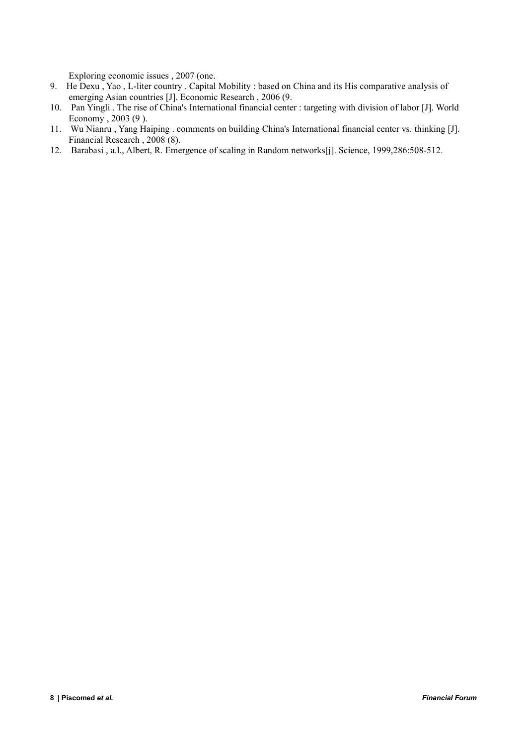Exploring economic issues , 2007 (one.

9. He Dexu , Yao , L-liter country . Capital Mobility : based on China and its His comparative analysis of emerging Asian countries [J]. Economic Research , 2006 (9.
10. Pan Yingli . The rise of China's International financial center : targeting with division of labor [J]. World Economy , 2003 (9 ).
11. Wu Nianru , Yang Haiping . comments on building China's International financial center vs. thinking [J]. Financial Research , 2008 (8).
12. Barabasi , a.l., Albert, R. Emergence of scaling in Random networks[j]. Science, 1999,286:508-512.